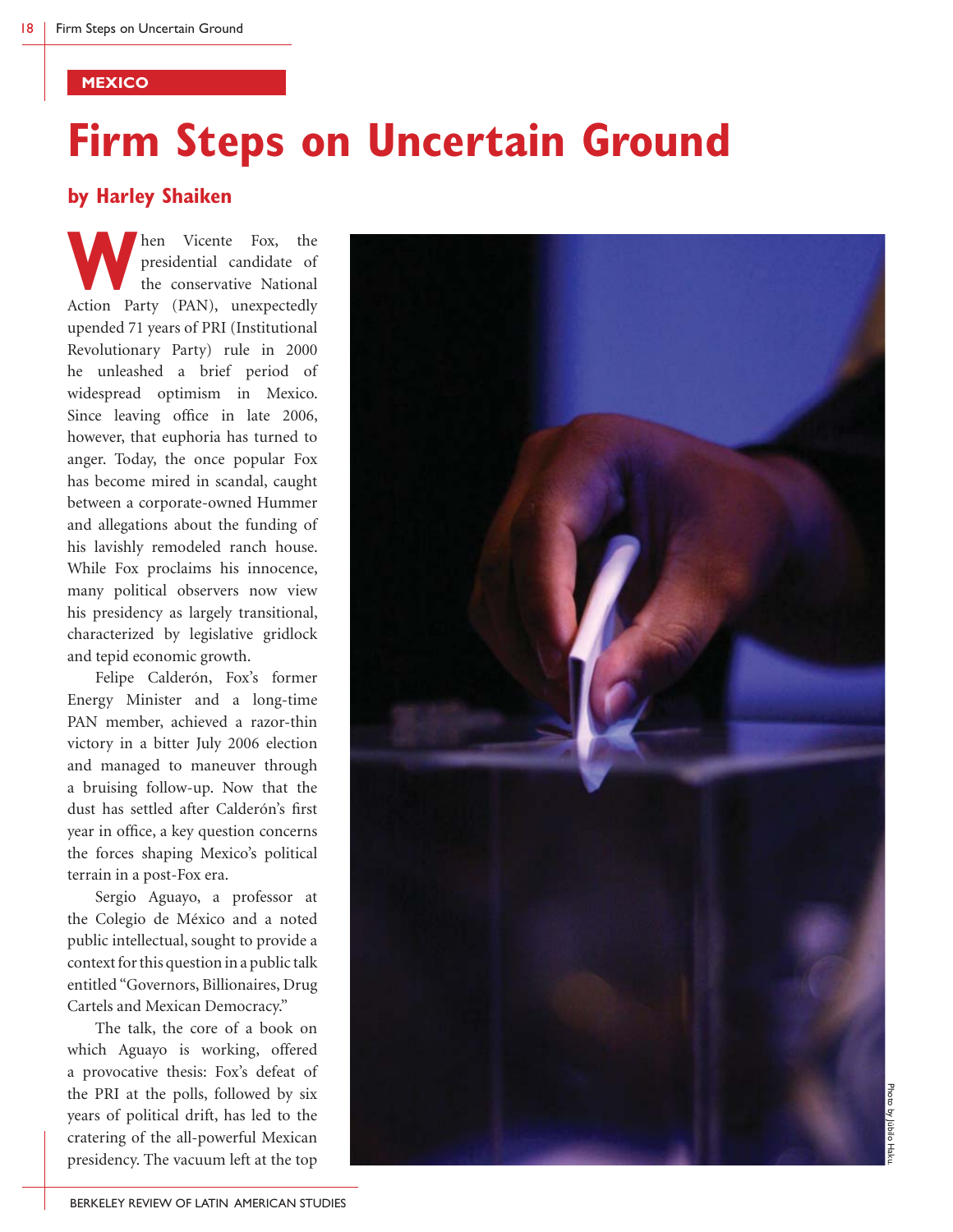MEXICO

# Firm Steps on Uncertain Ground

## by Harley Shaiken

When Vicente Fox, the presidential candidate of the conservative National Action Party (PAN), unexpectedly upended 71 years of PRI (Institutional Revolutionary Party) rule in 2000 he unleashed a brief period of widespread optimism in Mexico. Since leaving office in late 2006, however, that euphoria has turned to anger. Today, the once popular Fox has become mired in scandal, caught between a corporate-owned Hummer and allegations about the funding of his lavishly remodeled ranch house. While Fox proclaims his innocence, many political observers now view his presidency as largely transitional, characterized by legislative gridlock and tepid economic growth.

Felipe Calderón, Fox's former Energy Minister and a long-time PAN member, achieved a razor-thin victory in a bitter July 2006 election and managed to maneuver through a bruising follow-up. Now that the dust has settled after Calderón's first year in office, a key question concerns the forces shaping Mexico's political terrain in a post-Fox era.

Sergio Aguayo, a professor at the Colegio de México and a noted public intellectual, sought to provide a context for this question in a public talk entitled "Governors, Billionaires, Drug Cartels and Mexican Democracy."

The talk, the core of a book on which Aguayo is working, offered a provocative thesis: Fox's defeat of the PRI at the polls, followed by six years of political drift, has led to the cratering of the all-powerful Mexican presidency. The vacuum left at the top

Photo by Júbilo Haku.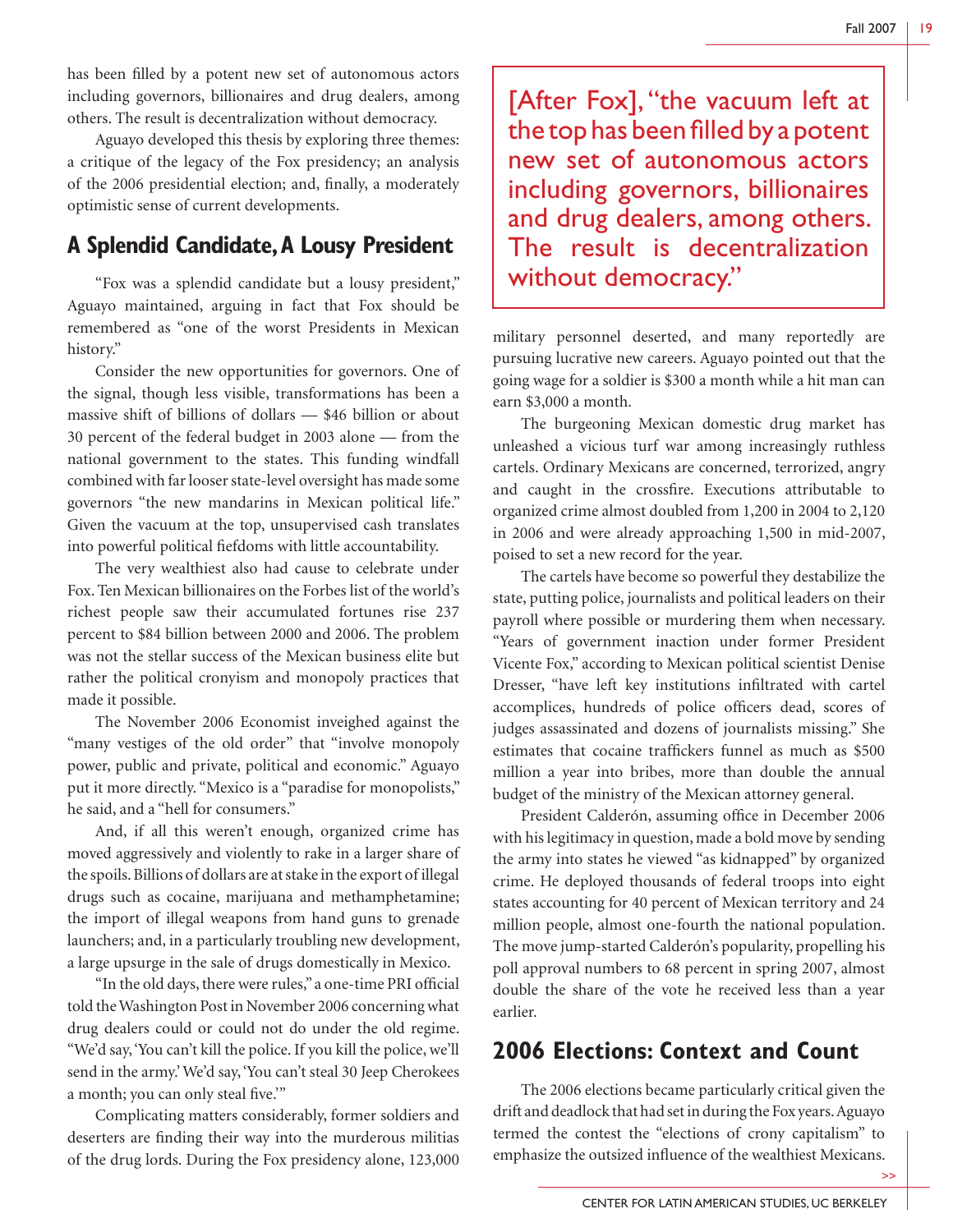has been filled by a potent new set of autonomous actors including governors, billionaires and drug dealers, among others. The result is decentralization without democracy.

Aguayo developed this thesis by exploring three themes: a critique of the legacy of the Fox presidency; an analysis of the 2006 presidential election; and, finally, a moderately optimistic sense of current developments.

## A Splendid Candidate, A Lousy President

"Fox was a splendid candidate but a lousy president," Aguayo maintained, arguing in fact that Fox should be remembered as "one of the worst Presidents in Mexican history."

Consider the new opportunities for governors. One of the signal, though less visible, transformations has been a massive shift of billions of dollars — $46 billion or about 30 percent of the federal budget in 2003 alone — from the national government to the states. This funding windfall combined with far looser state-level oversight has made some governors "the new mandarins in Mexican political life." Given the vacuum at the top, unsupervised cash translates into powerful political fiefdoms with little accountability.

The very wealthiest also had cause to celebrate under Fox. Ten Mexican billionaires on the Forbes list of the world's richest people saw their accumulated fortunes rise 237 percent to $84 billion between 2000 and 2006. The problem was not the stellar success of the Mexican business elite but rather the political cronyism and monopoly practices that made it possible.

The November 2006 Economist inveighed against the "many vestiges of the old order" that "involve monopoly power, public and private, political and economic." Aguayo put it more directly. "Mexico is a "paradise for monopolists," he said, and a "hell for consumers."

And, if all this weren't enough, organized crime has moved aggressively and violently to rake in a larger share of the spoils. Billions of dollars are at stake in the export of illegal drugs such as cocaine, marijuana and methamphetamine; the import of illegal weapons from hand guns to grenade launchers; and, in a particularly troubling new development, a large upsurge in the sale of drugs domestically in Mexico.

"In the old days, there were rules," a one-time PRI official told the Washington Post in November 2006 concerning what drug dealers could or could not do under the old regime. "We'd say, 'You can't kill the police. If you kill the police, we'll send in the army.' We'd say, 'You can't steal 30 Jeep Cherokees a month; you can only steal five.'"

Complicating matters considerably, former soldiers and deserters are finding their way into the murderous militias of the drug lords. During the Fox presidency alone, 123,000 military personnel deserted, and many reportedly are pursuing lucrative new careers. Aguayo pointed out that the going wage for a soldier is $300 a month while a hit man can earn $3,000 a month.

> [After Fox], "the vacuum left at the top has been filled by a potent new set of autonomous actors including governors, billionaires and drug dealers, among others. The result is decentralization without democracy."

The burgeoning Mexican domestic drug market has unleashed a vicious turf war among increasingly ruthless cartels. Ordinary Mexicans are concerned, terrorized, angry and caught in the crossfire. Executions attributable to organized crime almost doubled from 1,200 in 2004 to 2,120 in 2006 and were already approaching 1,500 in mid-2007, poised to set a new record for the year.

The cartels have become so powerful they destabilize the state, putting police, journalists and political leaders on their payroll where possible or murdering them when necessary. "Years of government inaction under former President Vicente Fox," according to Mexican political scientist Denise Dresser, "have left key institutions infiltrated with cartel accomplices, hundreds of police officers dead, scores of judges assassinated and dozens of journalists missing." She estimates that cocaine traffickers funnel as much as $500 million a year into bribes, more than double the annual budget of the ministry of the Mexican attorney general.

President Calderón, assuming office in December 2006 with his legitimacy in question, made a bold move by sending the army into states he viewed "as kidnapped" by organized crime. He deployed thousands of federal troops into eight states accounting for 40 percent of Mexican territory and 24 million people, almost one-fourth the national population. The move jump-started Calderón's popularity, propelling his poll approval numbers to 68 percent in spring 2007, almost double the share of the vote he received less than a year earlier.

## 2006 Elections: Context and Count

The 2006 elections became particularly critical given the drift and deadlock that had set in during the Fox years. Aguayo termed the contest the "elections of crony capitalism" to emphasize the outsized influence of the wealthiest Mexicans.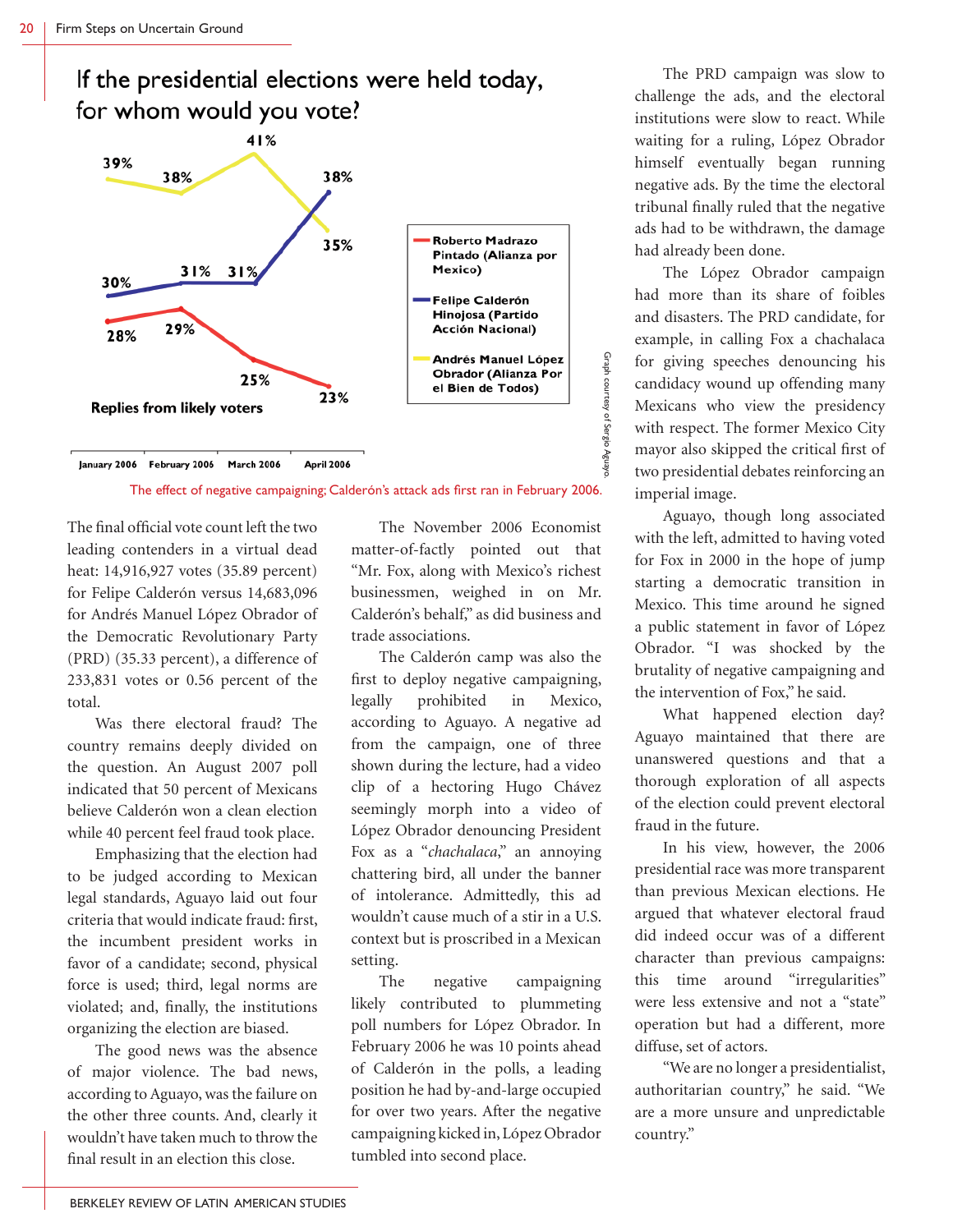## If the presidential elections were held today, for whom would you vote?

| | January 2006 | February 2006 | March 2006 | April 2006 |
|---|---|---|---|---|
| Roberto Madrazo Pintado (Alianza por Mexico) | 28% | 29% | 25% | 23% |
| Felipe Calderón Hinojosa (Partido Acción Nacional) | 30% | 31% | 31% | 38% |
| Andrés Manuel López Obrador (Alianza Por el Bien de Todos) | 39% | 38% | 41% | 35% |

Replies from likely voters

Graph courtesy of Sergio Aguayo.

The effect of negative campaigning; Calderón's attack ads first ran in February 2006.

The final official vote count left the two leading contenders in a virtual dead heat: 14,916,927 votes (35.89 percent) for Felipe Calderón versus 14,683,096 for Andrés Manuel López Obrador of the Democratic Revolutionary Party (PRD) (35.33 percent), a difference of 233,831 votes or 0.56 percent of the total.

Was there electoral fraud? The country remains deeply divided on the question. An August 2007 poll indicated that 50 percent of Mexicans believe Calderón won a clean election while 40 percent feel fraud took place.

Emphasizing that the election had to be judged according to Mexican legal standards, Aguayo laid out four criteria that would indicate fraud: first, the incumbent president works in favor of a candidate; second, physical force is used; third, legal norms are violated; and, finally, the institutions organizing the election are biased.

The good news was the absence of major violence. The bad news, according to Aguayo, was the failure on the other three counts. And, clearly it wouldn't have taken much to throw the final result in an election this close.

The November 2006 Economist matter-of-factly pointed out that "Mr. Fox, along with Mexico's richest businessmen, weighed in on Mr. Calderón's behalf," as did business and trade associations.

The Calderón camp was also the first to deploy negative campaigning, legally prohibited in Mexico, according to Aguayo. A negative ad from the campaign, one of three shown during the lecture, had a video clip of a hectoring Hugo Chávez seemingly morph into a video of López Obrador denouncing President Fox as a "*chachalaca*," an annoying chattering bird, all under the banner of intolerance. Admittedly, this ad wouldn't cause much of a stir in a U.S. context but is proscribed in a Mexican setting.

The negative campaigning likely contributed to plummeting poll numbers for López Obrador. In February 2006 he was 10 points ahead of Calderón in the polls, a leading position he had by-and-large occupied for over two years. After the negative campaigning kicked in, López Obrador tumbled into second place.

The PRD campaign was slow to challenge the ads, and the electoral institutions were slow to react. While waiting for a ruling, López Obrador himself eventually began running negative ads. By the time the electoral tribunal finally ruled that the negative ads had to be withdrawn, the damage had already been done.

The López Obrador campaign had more than its share of foibles and disasters. The PRD candidate, for example, in calling Fox a chachalaca for giving speeches denouncing his candidacy wound up offending many Mexicans who view the presidency with respect. The former Mexico City mayor also skipped the critical first of two presidential debates reinforcing an imperial image.

Aguayo, though long associated with the left, admitted to having voted for Fox in 2000 in the hope of jump starting a democratic transition in Mexico. This time around he signed a public statement in favor of López Obrador. "I was shocked by the brutality of negative campaigning and the intervention of Fox," he said.

What happened election day? Aguayo maintained that there are unanswered questions and that a thorough exploration of all aspects of the election could prevent electoral fraud in the future.

In his view, however, the 2006 presidential race was more transparent than previous Mexican elections. He argued that whatever electoral fraud did indeed occur was of a different character than previous campaigns: this time around "irregularities" were less extensive and not a "state" operation but had a different, more diffuse, set of actors.

"We are no longer a presidentialist, authoritarian country," he said. "We are a more unsure and unpredictable country."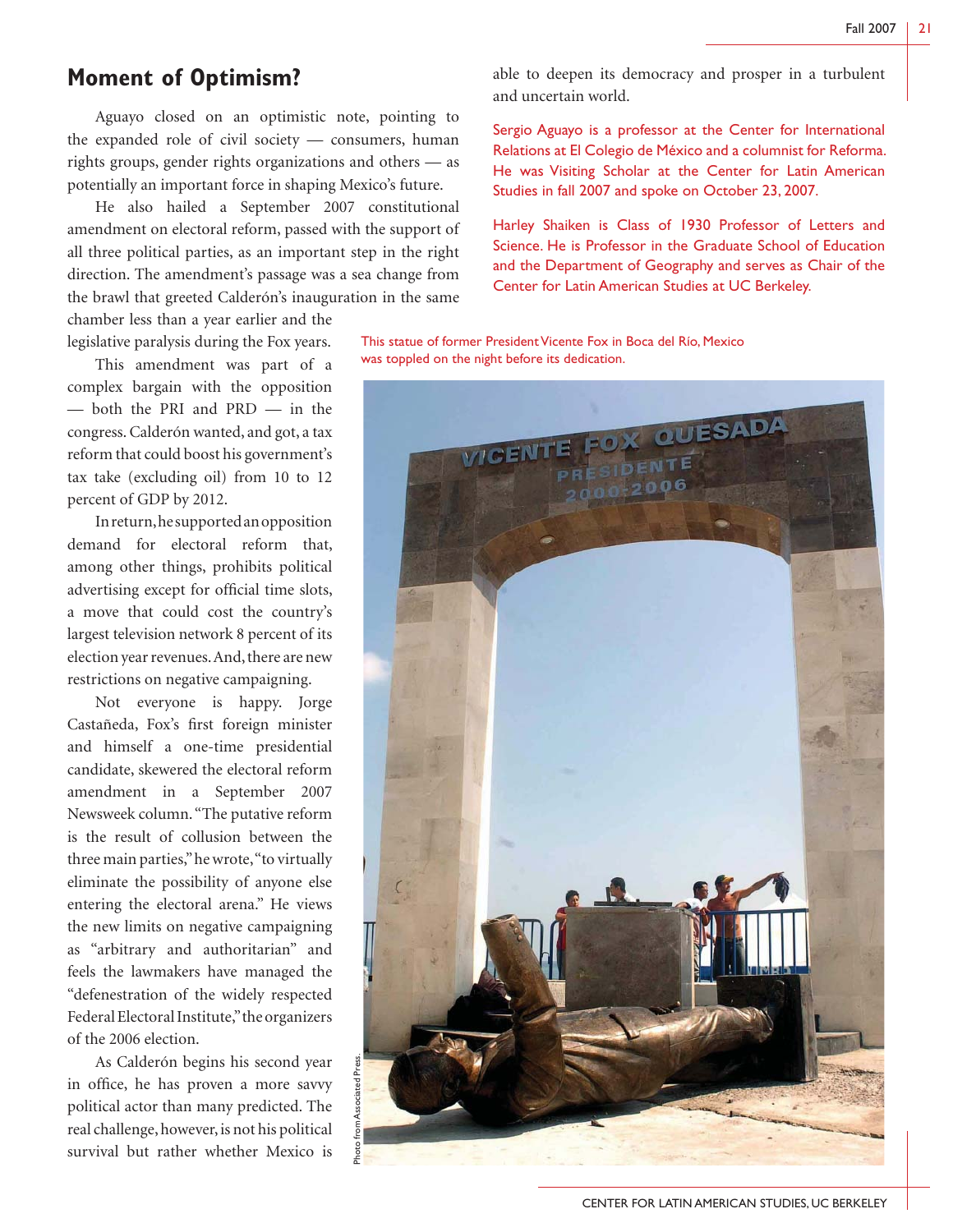## Moment of Optimism?

Aguayo closed on an optimistic note, pointing to the expanded role of civil society — consumers, human rights groups, gender rights organizations and others — as potentially an important force in shaping Mexico's future.

He also hailed a September 2007 constitutional amendment on electoral reform, passed with the support of all three political parties, as an important step in the right direction. The amendment's passage was a sea change from the brawl that greeted Calderón's inauguration in the same chamber less than a year earlier and the legislative paralysis during the Fox years.

This amendment was part of a complex bargain with the opposition — both the PRI and PRD — in the congress. Calderón wanted, and got, a tax reform that could boost his government's tax take (excluding oil) from 10 to 12 percent of GDP by 2012.

In return, he supported an opposition demand for electoral reform that, among other things, prohibits political advertising except for official time slots, a move that could cost the country's largest television network 8 percent of its election year revenues. And, there are new restrictions on negative campaigning.

Not everyone is happy. Jorge Castañeda, Fox's first foreign minister and himself a one-time presidential candidate, skewered the electoral reform amendment in a September 2007 Newsweek column. "The putative reform is the result of collusion between the three main parties," he wrote, "to virtually eliminate the possibility of anyone else entering the electoral arena." He views the new limits on negative campaigning as "arbitrary and authoritarian" and feels the lawmakers have managed the "defenestration of the widely respected Federal Electoral Institute," the organizers of the 2006 election.

As Calderón begins his second year in office, he has proven a more savvy political actor than many predicted. The real challenge, however, is not his political survival but rather whether Mexico is able to deepen its democracy and prosper in a turbulent and uncertain world.

Sergio Aguayo is a professor at the Center for International Relations at El Colegio de México and a columnist for Reforma. He was Visiting Scholar at the Center for Latin American Studies in fall 2007 and spoke on October 23, 2007.

Harley Shaiken is Class of 1930 Professor of Letters and Science. He is Professor in the Graduate School of Education and the Department of Geography and serves as Chair of the Center for Latin American Studies at UC Berkeley.

This statue of former President Vicente Fox in Boca del Río, Mexico was toppled on the night before its dedication.

Photo from Associated Press.